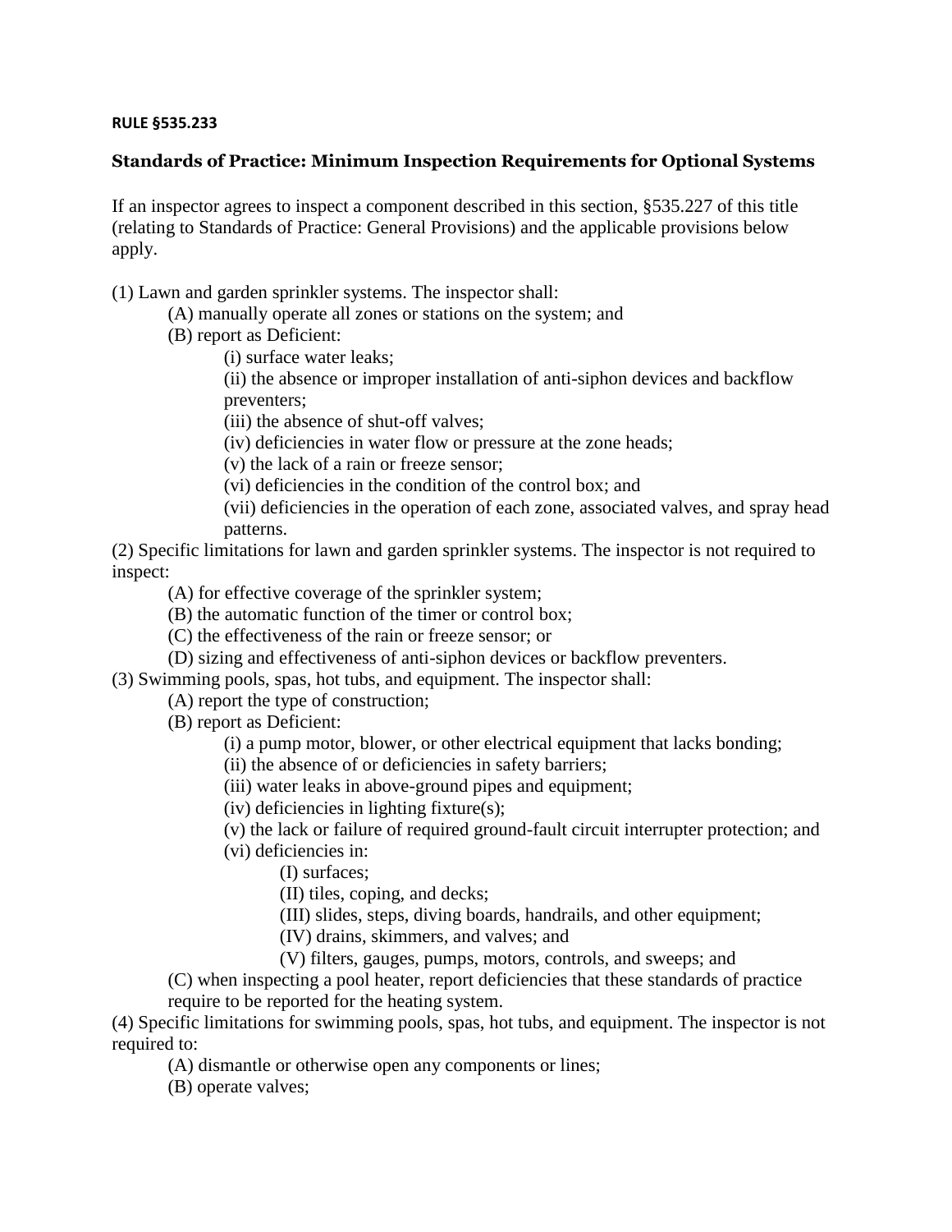**RULE §535.233**

**Standards of Practice: Minimum Inspection Requirements for Optional Systems**

If an inspector agrees to inspect a component described in this section, §535.227 of this title (relating to Standards of Practice: General Provisions) and the applicable provisions below apply.

(1) Lawn and garden sprinkler systems. The inspector shall:

- (A) manually operate all zones or stations on the system; and
- (B) report as Deficient:
  - (i) surface water leaks;
  - (ii) the absence or improper installation of anti-siphon devices and backflow preventers;
  - (iii) the absence of shut-off valves;
  - (iv) deficiencies in water flow or pressure at the zone heads;
  - (v) the lack of a rain or freeze sensor;
  - (vi) deficiencies in the condition of the control box; and
  - (vii) deficiencies in the operation of each zone, associated valves, and spray head patterns.

(2) Specific limitations for lawn and garden sprinkler systems. The inspector is not required to inspect:

- (A) for effective coverage of the sprinkler system;
- (B) the automatic function of the timer or control box;
- (C) the effectiveness of the rain or freeze sensor; or
- (D) sizing and effectiveness of anti-siphon devices or backflow preventers.

(3) Swimming pools, spas, hot tubs, and equipment. The inspector shall:

- (A) report the type of construction;
- (B) report as Deficient:
  - (i) a pump motor, blower, or other electrical equipment that lacks bonding;
  - (ii) the absence of or deficiencies in safety barriers;
  - (iii) water leaks in above-ground pipes and equipment;
  - (iv) deficiencies in lighting fixture(s);
  - (v) the lack or failure of required ground-fault circuit interrupter protection; and
  - (vi) deficiencies in:
    - (I) surfaces;
    - (II) tiles, coping, and decks;
    - (III) slides, steps, diving boards, handrails, and other equipment;
    - (IV) drains, skimmers, and valves; and
    - (V) filters, gauges, pumps, motors, controls, and sweeps; and
- (C) when inspecting a pool heater, report deficiencies that these standards of practice require to be reported for the heating system.

(4) Specific limitations for swimming pools, spas, hot tubs, and equipment. The inspector is not required to:

- (A) dismantle or otherwise open any components or lines;
- (B) operate valves;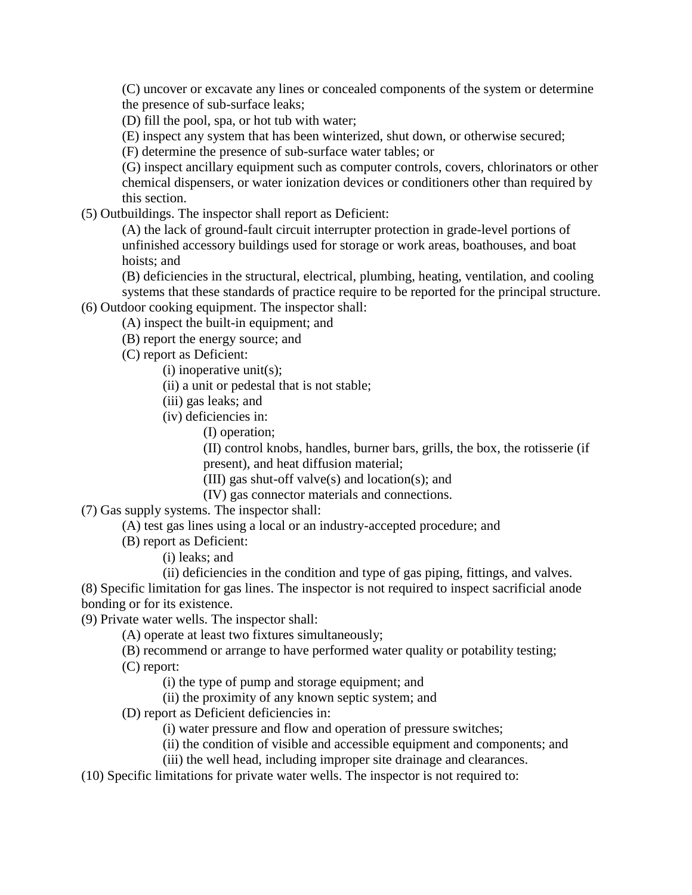(C) uncover or excavate any lines or concealed components of the system or determine the presence of sub-surface leaks;

(D) fill the pool, spa, or hot tub with water;

(E) inspect any system that has been winterized, shut down, or otherwise secured;

(F) determine the presence of sub-surface water tables; or

(G) inspect ancillary equipment such as computer controls, covers, chlorinators or other chemical dispensers, or water ionization devices or conditioners other than required by this section.

(5) Outbuildings. The inspector shall report as Deficient:

(A) the lack of ground-fault circuit interrupter protection in grade-level portions of unfinished accessory buildings used for storage or work areas, boathouses, and boat hoists; and

(B) deficiencies in the structural, electrical, plumbing, heating, ventilation, and cooling systems that these standards of practice require to be reported for the principal structure.

(6) Outdoor cooking equipment. The inspector shall:

(A) inspect the built-in equipment; and

(B) report the energy source; and

(C) report as Deficient:

(i) inoperative unit(s);

(ii) a unit or pedestal that is not stable;

(iii) gas leaks; and

(iv) deficiencies in:

(I) operation;

(II) control knobs, handles, burner bars, grills, the box, the rotisserie (if present), and heat diffusion material;

(III) gas shut-off valve(s) and location(s); and

(IV) gas connector materials and connections.

(7) Gas supply systems. The inspector shall:

(A) test gas lines using a local or an industry-accepted procedure; and

(B) report as Deficient:

(i) leaks; and

(ii) deficiencies in the condition and type of gas piping, fittings, and valves.

(8) Specific limitation for gas lines. The inspector is not required to inspect sacrificial anode bonding or for its existence.

(9) Private water wells. The inspector shall:

(A) operate at least two fixtures simultaneously;

(B) recommend or arrange to have performed water quality or potability testing;

(C) report:

(i) the type of pump and storage equipment; and

(ii) the proximity of any known septic system; and

(D) report as Deficient deficiencies in:

(i) water pressure and flow and operation of pressure switches;

(ii) the condition of visible and accessible equipment and components; and

(iii) the well head, including improper site drainage and clearances.

(10) Specific limitations for private water wells. The inspector is not required to: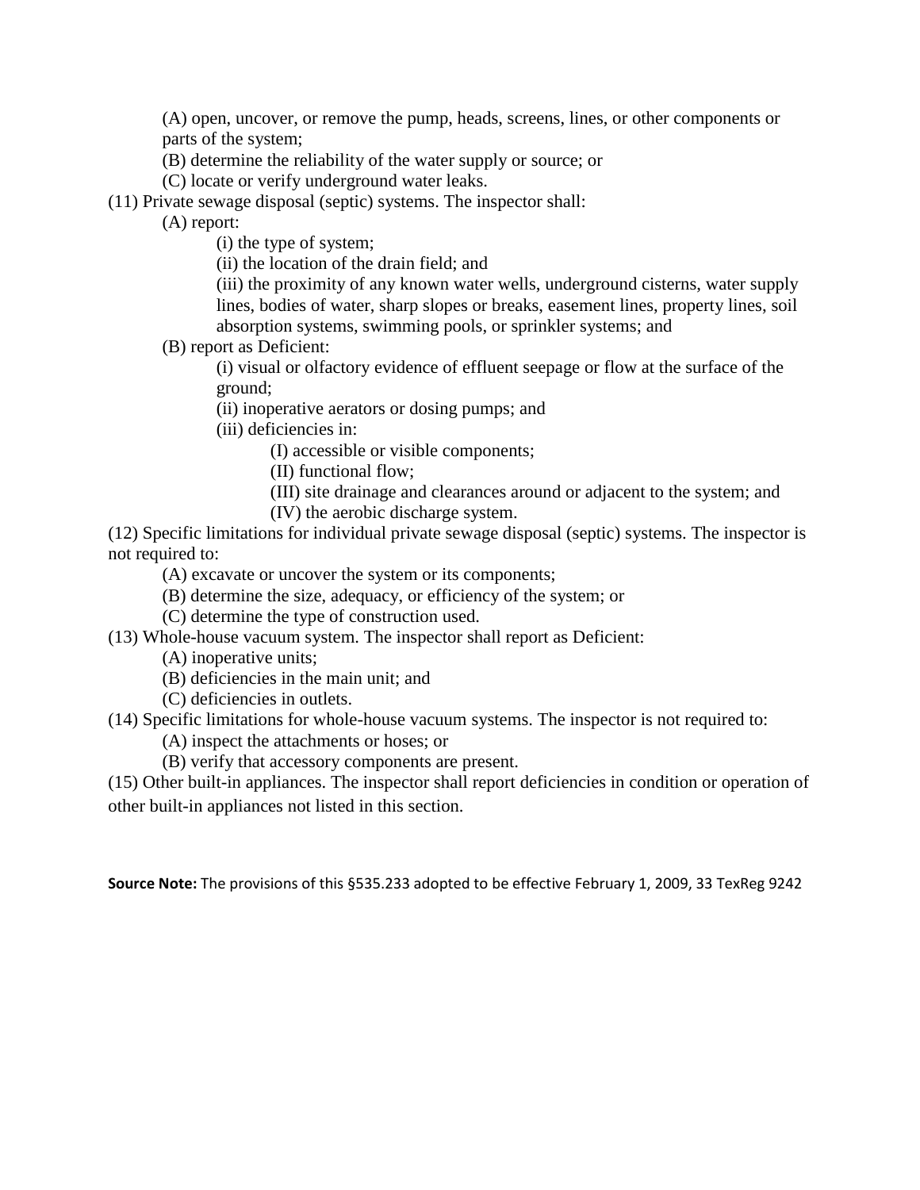(A) open, uncover, or remove the pump, heads, screens, lines, or other components or parts of the system;

(B) determine the reliability of the water supply or source; or

(C) locate or verify underground water leaks.

(11) Private sewage disposal (septic) systems. The inspector shall:

(A) report:

(i) the type of system;

(ii) the location of the drain field; and

(iii) the proximity of any known water wells, underground cisterns, water supply lines, bodies of water, sharp slopes or breaks, easement lines, property lines, soil absorption systems, swimming pools, or sprinkler systems; and

(B) report as Deficient:

(i) visual or olfactory evidence of effluent seepage or flow at the surface of the ground;

(ii) inoperative aerators or dosing pumps; and

(iii) deficiencies in:

(I) accessible or visible components;

(II) functional flow;

(III) site drainage and clearances around or adjacent to the system; and

(IV) the aerobic discharge system.

(12) Specific limitations for individual private sewage disposal (septic) systems. The inspector is not required to:

(A) excavate or uncover the system or its components;

(B) determine the size, adequacy, or efficiency of the system; or

(C) determine the type of construction used.

(13) Whole-house vacuum system. The inspector shall report as Deficient:

(A) inoperative units;

(B) deficiencies in the main unit; and

(C) deficiencies in outlets.

(14) Specific limitations for whole-house vacuum systems. The inspector is not required to:

(A) inspect the attachments or hoses; or

(B) verify that accessory components are present.

(15) Other built-in appliances. The inspector shall report deficiencies in condition or operation of other built-in appliances not listed in this section.

**Source Note:** The provisions of this §535.233 adopted to be effective February 1, 2009, 33 TexReg 9242